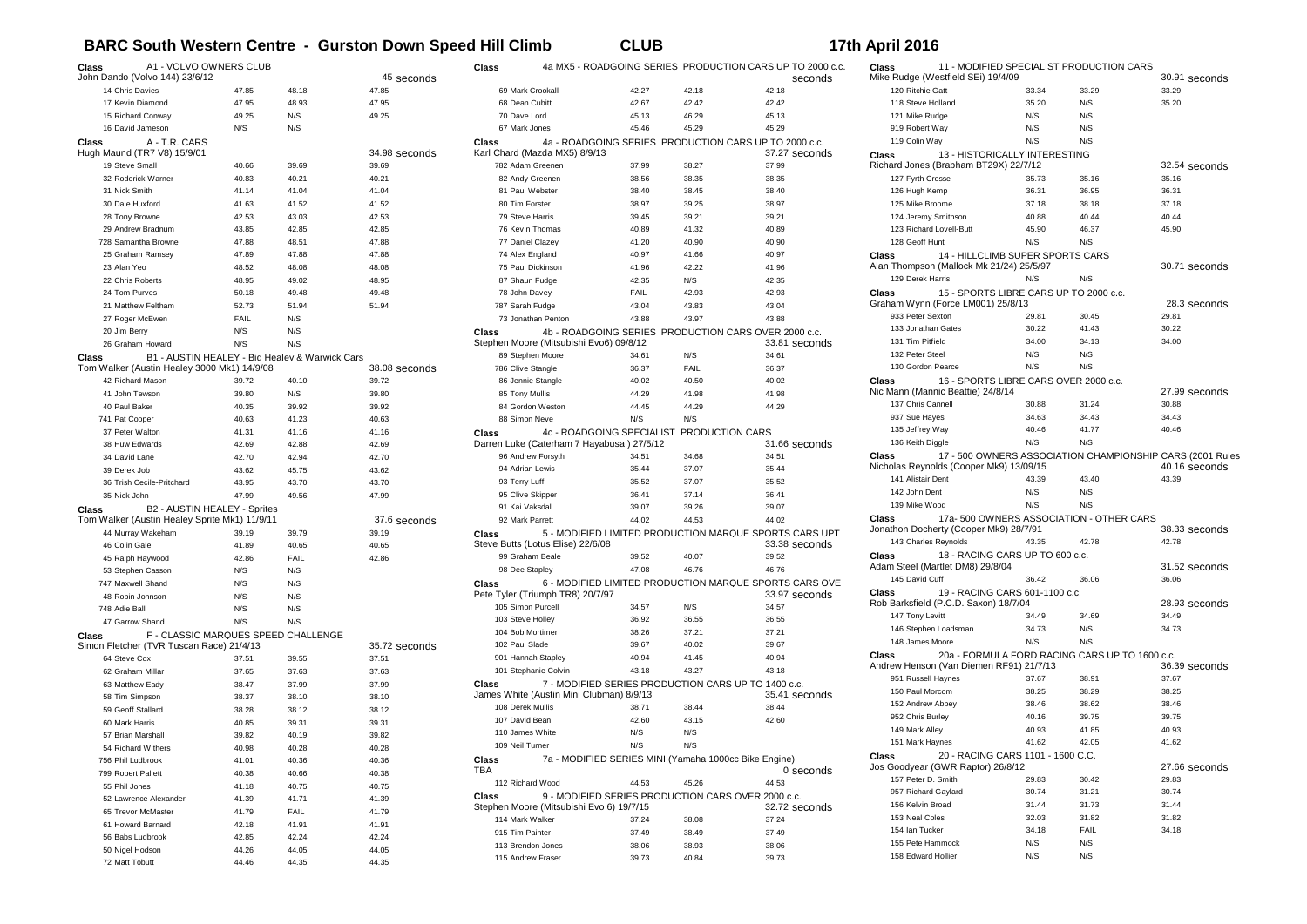# BARC South Western Centre - Gurston Down Speed Hill Climb — CLUB — 17th April 2016

**Class A1 - VOLVO OWNERS CLUB**
John Dando (Volvo 144) 23/6/12 — 45 seconds

| Driver | Run 1 | Run 2 | Best |
|---|---|---|---|
| 14 Chris Davies | 47.85 | 48.18 | 47.85 |
| 17 Kevin Diamond | 47.95 | 48.93 | 47.95 |
| 15 Richard Conway | 49.25 | N/S | 49.25 |
| 16 David Jameson | N/S | N/S | |

**Class A - T.R. CARS**
Hugh Maund (TR7 V8) 15/9/01 — 34.98 seconds

| Driver | Run 1 | Run 2 | Best |
|---|---|---|---|
| 19 Steve Small | 40.66 | 39.69 | 39.69 |
| 32 Roderick Warner | 40.83 | 40.21 | 40.21 |
| 31 Nick Smith | 41.14 | 41.04 | 41.04 |
| 30 Dale Huxford | 41.63 | 41.52 | 41.52 |
| 28 Tony Browne | 42.53 | 43.03 | 42.53 |
| 29 Andrew Bradnum | 43.85 | 42.85 | 42.85 |
| 728 Samantha Browne | 47.88 | 48.51 | 47.88 |
| 25 Graham Ramsey | 47.89 | 47.88 | 47.88 |
| 23 Alan Yeo | 48.52 | 48.08 | 48.08 |
| 22 Chris Roberts | 48.95 | 49.02 | 48.95 |
| 24 Tom Purves | 50.18 | 49.48 | 49.48 |
| 21 Matthew Feltham | 52.73 | 51.94 | 51.94 |
| 27 Roger McEwen | FAIL | N/S | |
| 20 Jim Berry | N/S | N/S | |
| 26 Graham Howard | N/S | N/S | |

**Class B1 - AUSTIN HEALEY - Big Healey & Warwick Cars**
Tom Walker (Austin Healey 3000 Mk1) 14/9/08 — 38.08 seconds

| Driver | Run 1 | Run 2 | Best |
|---|---|---|---|
| 42 Richard Mason | 39.72 | 40.10 | 39.72 |
| 41 John Tewson | 39.80 | N/S | 39.80 |
| 40 Paul Baker | 40.35 | 39.92 | 39.92 |
| 741 Pat Cooper | 40.63 | 41.23 | 40.63 |
| 37 Peter Walton | 41.31 | 41.16 | 41.16 |
| 38 Huw Edwards | 42.69 | 42.88 | 42.69 |
| 34 David Lane | 42.70 | 42.94 | 42.70 |
| 39 Derek Job | 43.62 | 45.75 | 43.62 |
| 36 Trish Cecile-Pritchard | 43.95 | 43.70 | 43.70 |
| 35 Nick John | 47.99 | 49.56 | 47.99 |

**Class B2 - AUSTIN HEALEY - Sprites**
Tom Walker (Austin Healey Sprite Mk1) 11/9/11 — 37.6 seconds

| Driver | Run 1 | Run 2 | Best |
|---|---|---|---|
| 44 Murray Wakeham | 39.19 | 39.79 | 39.19 |
| 46 Colin Gale | 41.89 | 40.65 | 40.65 |
| 45 Ralph Haywood | 42.86 | FAIL | 42.86 |
| 53 Stephen Casson | N/S | N/S | |
| 747 Maxwell Shand | N/S | N/S | |
| 48 Robin Johnson | N/S | N/S | |
| 748 Adie Ball | N/S | N/S | |
| 47 Garrow Shand | N/S | N/S | |

**Class F - CLASSIC MARQUES SPEED CHALLENGE**
Simon Fletcher (TVR Tuscan Race) 21/4/13 — 35.72 seconds

| Driver | Run 1 | Run 2 | Best |
|---|---|---|---|
| 64 Steve Cox | 37.51 | 39.55 | 37.51 |
| 62 Graham Millar | 37.65 | 37.63 | 37.63 |
| 63 Matthew Eady | 38.47 | 37.99 | 37.99 |
| 58 Tim Simpson | 38.37 | 38.10 | 38.10 |
| 59 Geoff Stallard | 38.28 | 38.12 | 38.12 |
| 60 Mark Harris | 40.85 | 39.31 | 39.31 |
| 57 Brian Marshall | 39.82 | 40.19 | 39.82 |
| 54 Richard Withers | 40.98 | 40.28 | 40.28 |
| 756 Phil Ludbrook | 41.01 | 40.36 | 40.36 |
| 799 Robert Pallett | 40.38 | 40.66 | 40.38 |
| 55 Phil Jones | 41.18 | 40.75 | 40.75 |
| 52 Lawrence Alexander | 41.39 | 41.71 | 41.39 |
| 65 Trevor McMaster | 41.79 | FAIL | 41.79 |
| 61 Howard Barnard | 42.18 | 41.91 | 41.91 |
| 56 Babs Ludbrook | 42.85 | 42.24 | 42.24 |
| 50 Nigel Hodson | 44.26 | 44.05 | 44.05 |
| 72 Matt Tobutt | 44.46 | 44.35 | 44.35 |

**Class 4a MX5 - ROADGOING SERIES PRODUCTION CARS UP TO 2000 c.c.** — seconds

| Driver | Run 1 | Run 2 | Best |
|---|---|---|---|
| 69 Mark Crookall | 42.27 | 42.18 | 42.18 |
| 68 Dean Cubitt | 42.67 | 42.42 | 42.42 |
| 70 Dave Lord | 45.13 | 46.29 | 45.13 |
| 67 Mark Jones | 45.46 | 45.29 | 45.29 |

**Class 4a - ROADGOING SERIES PRODUCTION CARS UP TO 2000 c.c.**
Karl Chard (Mazda MX5) 8/9/13 — 37.27 seconds

| Driver | Run 1 | Run 2 | Best |
|---|---|---|---|
| 782 Adam Greenen | 37.99 | 38.27 | 37.99 |
| 82 Andy Greenen | 38.56 | 38.35 | 38.35 |
| 81 Paul Webster | 38.40 | 38.45 | 38.40 |
| 80 Tim Forster | 38.97 | 39.25 | 38.97 |
| 79 Steve Harris | 39.45 | 39.21 | 39.21 |
| 76 Kevin Thomas | 40.89 | 41.32 | 40.89 |
| 77 Daniel Clazey | 41.20 | 40.90 | 40.90 |
| 74 Alex England | 40.97 | 41.66 | 40.97 |
| 75 Paul Dickinson | 41.96 | 42.22 | 41.96 |
| 87 Shaun Fudge | 42.35 | N/S | 42.35 |
| 78 John Davey | FAIL | 42.93 | 42.93 |
| 787 Sarah Fudge | 43.04 | 43.83 | 43.04 |
| 73 Jonathan Penton | 43.88 | 43.97 | 43.88 |

**Class 4b - ROADGOING SERIES PRODUCTION CARS OVER 2000 c.c.**
Stephen Moore (Mitsubishi Evo6) 09/8/12 — 33.81 seconds

| Driver | Run 1 | Run 2 | Best |
|---|---|---|---|
| 89 Stephen Moore | 34.61 | N/S | 34.61 |
| 786 Clive Stangle | 36.37 | FAIL | 36.37 |
| 86 Jennie Stangle | 40.02 | 40.50 | 40.02 |
| 85 Tony Mullis | 44.29 | 41.98 | 41.98 |
| 84 Gordon Weston | 44.45 | 44.29 | 44.29 |
| 88 Simon Neve | N/S | N/S | |

**Class 4c - ROADGOING SPECIALIST PRODUCTION CARS**
Darren Luke (Caterham 7 Hayabusa ) 27/5/12 — 31.66 seconds

| Driver | Run 1 | Run 2 | Best |
|---|---|---|---|
| 96 Andrew Forsyth | 34.51 | 34.68 | 34.51 |
| 94 Adrian Lewis | 35.44 | 37.07 | 35.44 |
| 93 Terry Luff | 35.52 | 37.07 | 35.52 |
| 95 Clive Skipper | 36.41 | 37.14 | 36.41 |
| 91 Kai Vaksdal | 39.07 | 39.26 | 39.07 |
| 92 Mark Parrett | 44.02 | 44.53 | 44.02 |

**Class 5 - MODIFIED LIMITED PRODUCTION MARQUE SPORTS CARS UPT**
Steve Butts (Lotus Elise) 22/6/08 — 33.38 seconds

| Driver | Run 1 | Run 2 | Best |
|---|---|---|---|
| 99 Graham Beale | 39.52 | 40.07 | 39.52 |
| 98 Dee Stapley | 47.08 | 46.76 | 46.76 |

**Class 6 - MODIFIED LIMITED PRODUCTION MARQUE SPORTS CARS OVE**
Pete Tyler (Triumph TR8) 20/7/97 — 33.97 seconds

| Driver | Run 1 | Run 2 | Best |
|---|---|---|---|
| 105 Simon Purcell | 34.57 | N/S | 34.57 |
| 103 Steve Holley | 36.92 | 36.55 | 36.55 |
| 104 Bob Mortimer | 38.26 | 37.21 | 37.21 |
| 102 Paul Slade | 39.67 | 40.02 | 39.67 |
| 901 Hannah Stapley | 40.94 | 41.45 | 40.94 |
| 101 Stephanie Colvin | 43.18 | 43.27 | 43.18 |

**Class 7 - MODIFIED SERIES PRODUCTION CARS UP TO 1400 c.c.**
James White (Austin Mini Clubman) 8/9/13 — 35.41 seconds

| Driver | Run 1 | Run 2 | Best |
|---|---|---|---|
| 108 Derek Mullis | 38.71 | 38.44 | 38.44 |
| 107 David Bean | 42.60 | 43.15 | 42.60 |
| 110 James White | N/S | N/S | |
| 109 Neil Turner | N/S | N/S | |

**Class 7a - MODIFIED SERIES MINI (Yamaha 1000cc Bike Engine)**
TBA — 0 seconds

| Driver | Run 1 | Run 2 | Best |
|---|---|---|---|
| 112 Richard Wood | 44.53 | 45.26 | 44.53 |

**Class 9 - MODIFIED SERIES PRODUCTION CARS OVER 2000 c.c.**
Stephen Moore (Mitsubishi Evo 6) 19/7/15 — 32.72 seconds

| Driver | Run 1 | Run 2 | Best |
|---|---|---|---|
| 114 Mark Walker | 37.24 | 38.08 | 37.24 |
| 915 Tim Painter | 37.49 | 38.49 | 37.49 |
| 113 Brendon Jones | 38.06 | 38.93 | 38.06 |
| 115 Andrew Fraser | 39.73 | 40.84 | 39.73 |

**Class 11 - MODIFIED SPECIALIST PRODUCTION CARS**
Mike Rudge (Westfield SEi) 19/4/09 — 30.91 seconds

| Driver | Run 1 | Run 2 | Best |
|---|---|---|---|
| 120 Ritchie Gatt | 33.34 | 33.29 | 33.29 |
| 118 Steve Holland | 35.20 | N/S | 35.20 |
| 121 Mike Rudge | N/S | N/S | |
| 919 Robert Way | N/S | N/S | |
| 119 Colin Way | N/S | N/S | |

**Class 13 - HISTORICALLY INTERESTING**
Richard Jones (Brabham BT29X) 22/7/12 — 32.54 seconds

| Driver | Run 1 | Run 2 | Best |
|---|---|---|---|
| 127 Fyrth Crosse | 35.73 | 35.16 | 35.16 |
| 126 Hugh Kemp | 36.31 | 36.95 | 36.31 |
| 125 Mike Broome | 37.18 | 38.18 | 37.18 |
| 124 Jeremy Smithson | 40.88 | 40.44 | 40.44 |
| 123 Richard Lovell-Butt | 45.90 | 46.37 | 45.90 |
| 128 Geoff Hunt | N/S | N/S | |

**Class 14 - HILLCLIMB SUPER SPORTS CARS**
Alan Thompson (Mallock Mk 21/24) 25/5/97 — 30.71 seconds

| Driver | Run 1 | Run 2 | Best |
|---|---|---|---|
| 129 Derek Harris | N/S | N/S | |

**Class 15 - SPORTS LIBRE CARS UP TO 2000 c.c.**
Graham Wynn (Force LM001) 25/8/13 — 28.3 seconds

| Driver | Run 1 | Run 2 | Best |
|---|---|---|---|
| 933 Peter Sexton | 29.81 | 30.45 | 29.81 |
| 133 Jonathan Gates | 30.22 | 41.43 | 30.22 |
| 131 Tim Pitfield | 34.00 | 34.13 | 34.00 |
| 132 Peter Steel | N/S | N/S | |
| 130 Gordon Pearce | N/S | N/S | |

**Class 16 - SPORTS LIBRE CARS OVER 2000 c.c.**
Nic Mann (Mannic Beattie) 24/8/14 — 27.99 seconds

| Driver | Run 1 | Run 2 | Best |
|---|---|---|---|
| 137 Chris Cannell | 30.88 | 31.24 | 30.88 |
| 937 Sue Hayes | 34.63 | 34.43 | 34.43 |
| 135 Jeffrey Way | 40.46 | 41.77 | 40.46 |
| 136 Keith Diggle | N/S | N/S | |

**Class 17 - 500 OWNERS ASSOCIATION CHAMPIONSHIP CARS (2001 Rules**
Nicholas Reynolds (Cooper Mk9) 13/09/15 — 40.16 seconds

| Driver | Run 1 | Run 2 | Best |
|---|---|---|---|
| 141 Alistair Dent | 43.39 | 43.40 | 43.39 |
| 142 John Dent | N/S | N/S | |
| 139 Mike Wood | N/S | N/S | |

**Class 17a- 500 OWNERS ASSOCIATION - OTHER CARS**
Jonathon Docherty (Cooper Mk9) 28/7/91 — 38.33 seconds

| Driver | Run 1 | Run 2 | Best |
|---|---|---|---|
| 143 Charles Reynolds | 43.35 | 42.78 | 42.78 |

**Class 18 - RACING CARS UP TO 600 c.c.**
Adam Steel (Martlet DM8) 29/8/04 — 31.52 seconds

| Driver | Run 1 | Run 2 | Best |
|---|---|---|---|
| 145 David Cuff | 36.42 | 36.06 | 36.06 |

**Class 19 - RACING CARS 601-1100 c.c.**
Rob Barksfield (P.C.D. Saxon) 18/7/04 — 28.93 seconds

| Driver | Run 1 | Run 2 | Best |
|---|---|---|---|
| 147 Tony Levitt | 34.49 | 34.69 | 34.49 |
| 146 Stephen Loadsman | 34.73 | N/S | 34.73 |
| 148 James Moore | N/S | N/S | |

**Class 20a - FORMULA FORD RACING CARS UP TO 1600 c.c.**
Andrew Henson (Van Diemen RF91) 21/7/13 — 36.39 seconds

| Driver | Run 1 | Run 2 | Best |
|---|---|---|---|
| 951 Russell Haynes | 37.67 | 38.91 | 37.67 |
| 150 Paul Morcom | 38.25 | 38.29 | 38.25 |
| 152 Andrew Abbey | 38.46 | 38.62 | 38.46 |
| 952 Chris Burley | 40.16 | 39.75 | 39.75 |
| 149 Mark Alley | 40.93 | 41.85 | 40.93 |
| 151 Mark Haynes | 41.62 | 42.05 | 41.62 |

**Class 20 - RACING CARS 1101 - 1600 C.C.**
Jos Goodyear (GWR Raptor) 26/8/12 — 27.66 seconds

| Driver | Run 1 | Run 2 | Best |
|---|---|---|---|
| 157 Peter D. Smith | 29.83 | 30.42 | 29.83 |
| 957 Richard Gaylard | 30.74 | 31.21 | 30.74 |
| 156 Kelvin Broad | 31.44 | 31.73 | 31.44 |
| 153 Neal Coles | 32.03 | 31.82 | 31.82 |
| 154 Ian Tucker | 34.18 | FAIL | 34.18 |
| 155 Pete Hammock | N/S | N/S | |
| 158 Edward Hollier | N/S | N/S | |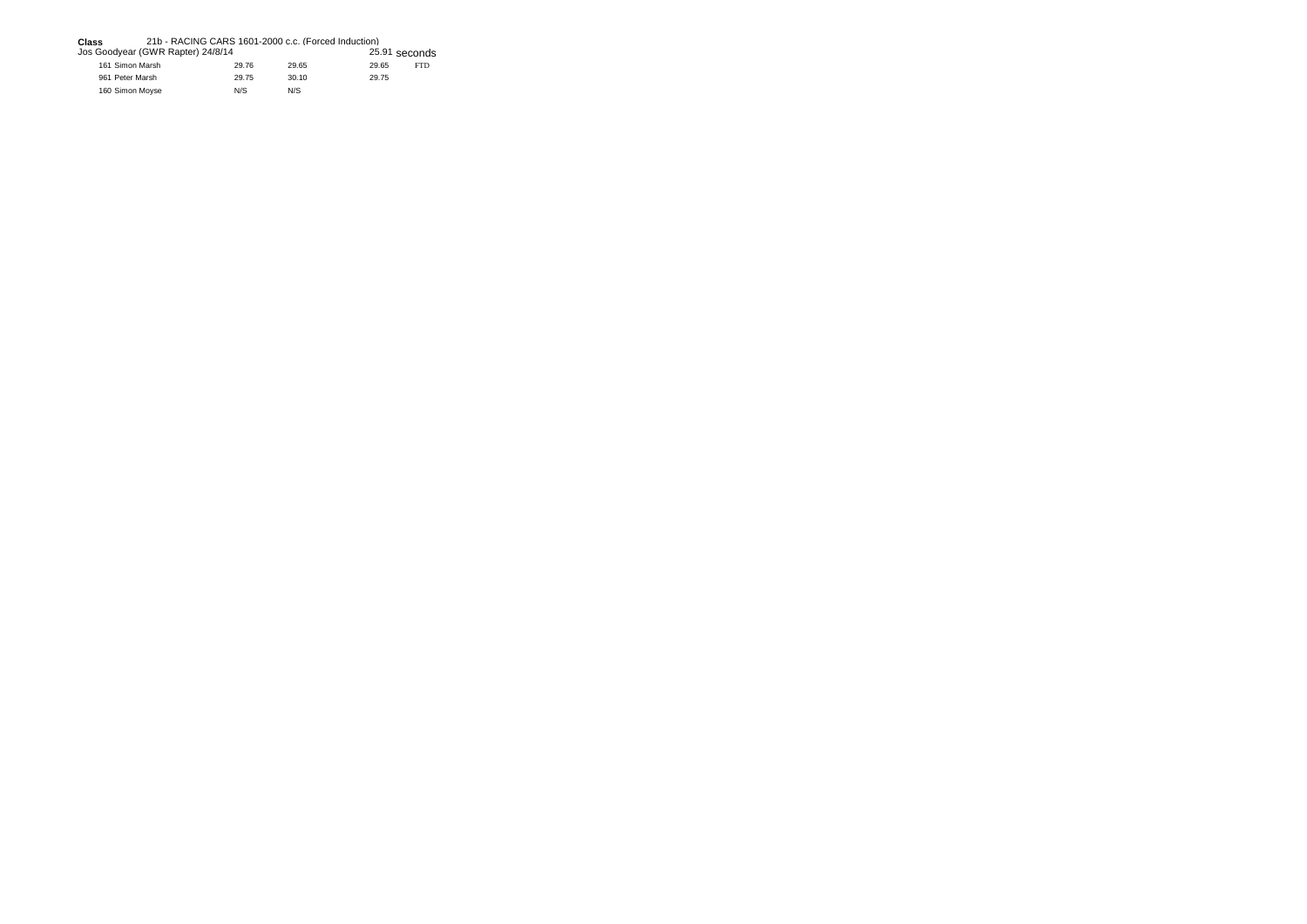**Class** 21b - RACING CARS 1601-2000 c.c. (Forced Induction)

Jos Goodyear (GWR Rapter) 24/8/14 25.91 seconds

| | | | | | |
|---|---|---|---|---|---|
| 161 | Simon Marsh | 29.76 | 29.65 | 29.65 | FTD |
| 961 | Peter Marsh | 29.75 | 30.10 | 29.75 | |
| 160 | Simon Moyse | N/S | N/S | | |